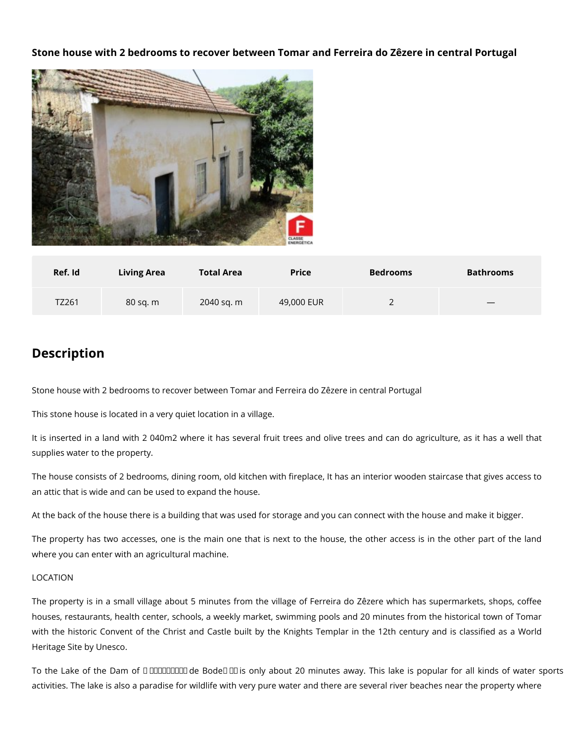**Stone house with 2 bedrooms to recover between Tomar and Ferreira do Zêzere in central Portugal**

| Ref. Id | Living Area | Total Area | Price | Bedrooms | Bathrooms |
|---|---|---|---|---|---|
| TZ261 | 80 sq. m | 2040 sq. m | 49,000 EUR | 2 | — |

## Description

Stone house with 2 bedrooms to recover between Tomar and Ferreira do Zêzere in central Portugal

This stone house is located in a very quiet location in a village.

It is inserted in a land with 2 040m2 where it has several fruit trees and olive trees and can do agriculture, as it has a well that supplies water to the property.

The house consists of 2 bedrooms, dining room, old kitchen with fireplace, It has an interior wooden staircase that gives access to an attic that is wide and can be used to expand the house.

At the back of the house there is a building that was used for storage and you can connect with the house and make it bigger.

The property has two accesses, one is the main one that is next to the house, the other access is in the other part of the land where you can enter with an agricultural machine.

LOCATION

The property is in a small village about 5 minutes from the village of Ferreira do Zêzere which has supermarkets, shops, coffee houses, restaurants, health center, schools, a weekly market, swimming pools and 20 minutes from the historical town of Tomar with the historic Convent of the Christ and Castle built by the Knights Templar in the 12th century and is classified as a World Heritage Site by Unesco.

To the Lake of the Dam of Castelo de Bode is only about 20 minutes away. This lake is popular for all kinds of water sports activities. The lake is also a paradise for wildlife with very pure water and there are several river beaches near the property where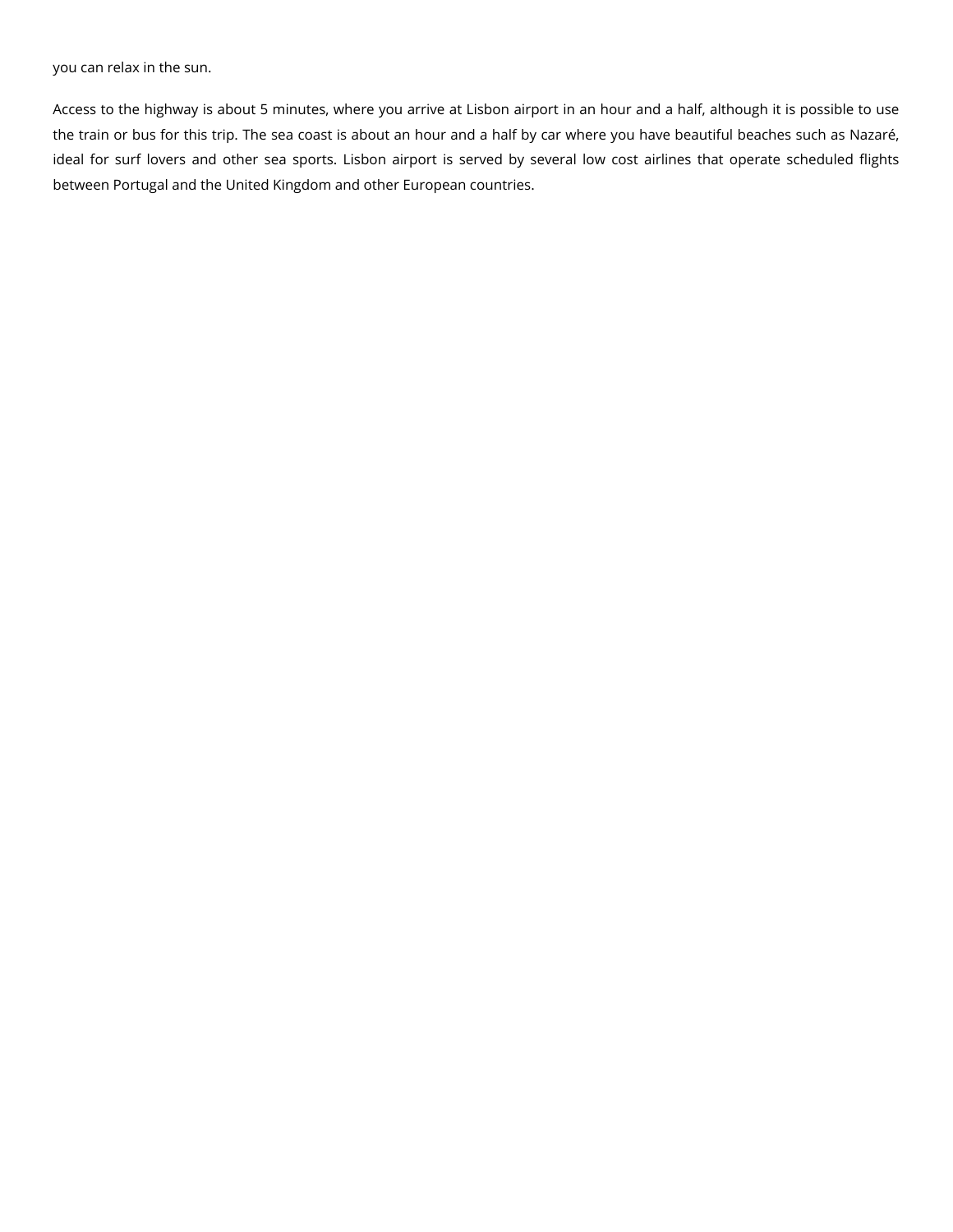you can relax in the sun.

Access to the highway is about 5 minutes, where you arrive at Lisbon airport in an hour and a half, although it is possible to use the train or bus for this trip. The sea coast is about an hour and a half by car where you have beautiful beaches such as Nazaré, ideal for surf lovers and other sea sports. Lisbon airport is served by several low cost airlines that operate scheduled flights between Portugal and the United Kingdom and other European countries.